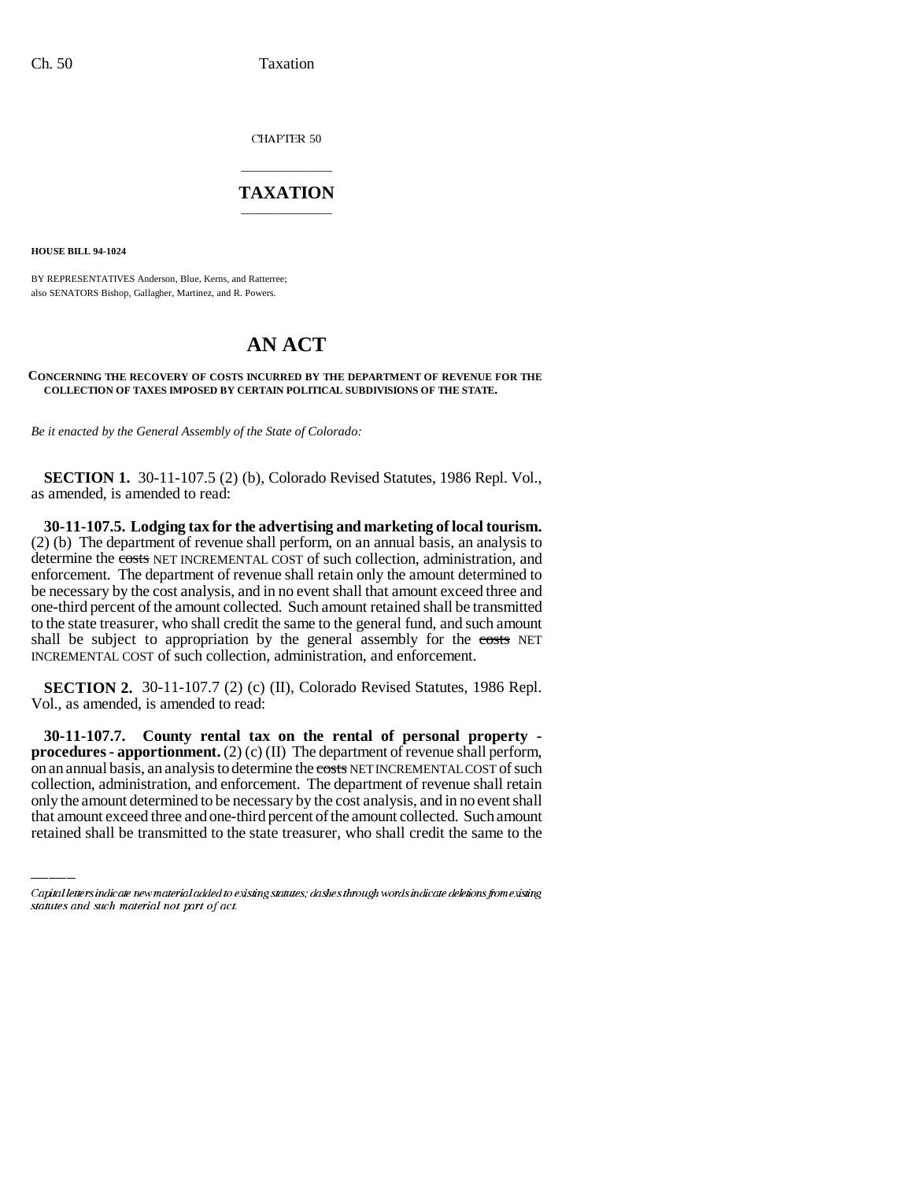CHAPTER 50

# TAXATION

**HOUSE BILL 94-1024**

BY REPRESENTATIVES Anderson, Blue, Kerns, and Ratterree;
also SENATORS Bishop, Gallagher, Martinez, and R. Powers.

# AN ACT

**CONCERNING THE RECOVERY OF COSTS INCURRED BY THE DEPARTMENT OF REVENUE FOR THE COLLECTION OF TAXES IMPOSED BY CERTAIN POLITICAL SUBDIVISIONS OF THE STATE.**

*Be it enacted by the General Assembly of the State of Colorado:*

**SECTION 1.** 30-11-107.5 (2) (b), Colorado Revised Statutes, 1986 Repl. Vol., as amended, is amended to read:

**30-11-107.5. Lodging tax for the advertising and marketing of local tourism.** (2) (b) The department of revenue shall perform, on an annual basis, an analysis to determine the ~~costs~~ NET INCREMENTAL COST of such collection, administration, and enforcement. The department of revenue shall retain only the amount determined to be necessary by the cost analysis, and in no event shall that amount exceed three and one-third percent of the amount collected. Such amount retained shall be transmitted to the state treasurer, who shall credit the same to the general fund, and such amount shall be subject to appropriation by the general assembly for the ~~costs~~ NET INCREMENTAL COST of such collection, administration, and enforcement.

**SECTION 2.** 30-11-107.7 (2) (c) (II), Colorado Revised Statutes, 1986 Repl. Vol., as amended, is amended to read:

**30-11-107.7. County rental tax on the rental of personal property - procedures - apportionment.** (2) (c) (II) The department of revenue shall perform, on an annual basis, an analysis to determine the ~~costs~~ NET INCREMENTAL COST of such collection, administration, and enforcement. The department of revenue shall retain only the amount determined to be necessary by the cost analysis, and in no event shall that amount exceed three and one-third percent of the amount collected. Such amount retained shall be transmitted to the state treasurer, who shall credit the same to the

Capital letters indicate new material added to existing statutes; dashes through words indicate deletions from existing statutes and such material not part of act.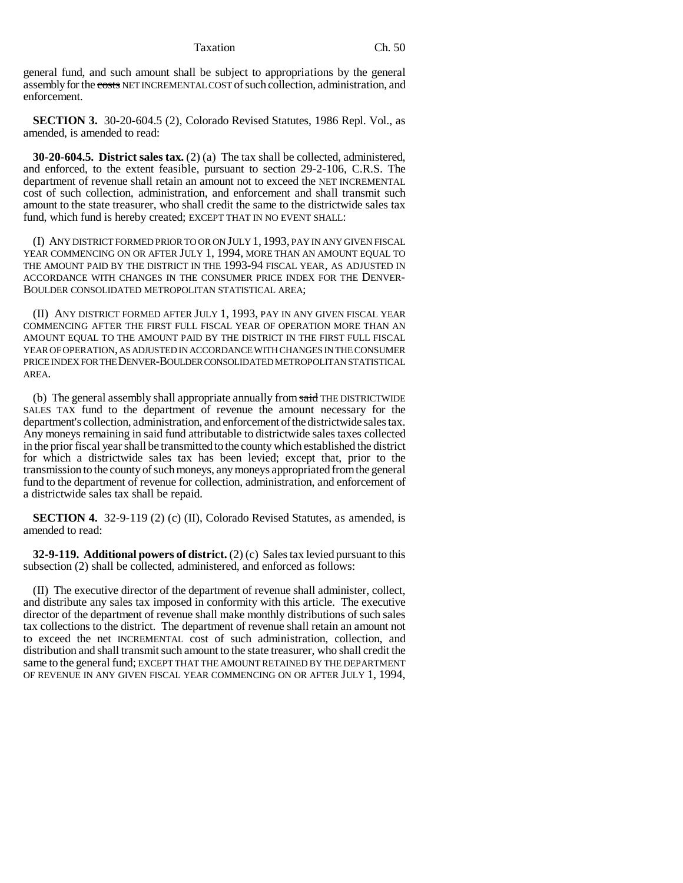general fund, and such amount shall be subject to appropriations by the general assembly for the ~~costs~~ NET INCREMENTAL COST of such collection, administration, and enforcement.

**SECTION 3.** 30-20-604.5 (2), Colorado Revised Statutes, 1986 Repl. Vol., as amended, is amended to read:

**30-20-604.5. District sales tax.** (2) (a) The tax shall be collected, administered, and enforced, to the extent feasible, pursuant to section 29-2-106, C.R.S. The department of revenue shall retain an amount not to exceed the NET INCREMENTAL cost of such collection, administration, and enforcement and shall transmit such amount to the state treasurer, who shall credit the same to the districtwide sales tax fund, which fund is hereby created; EXCEPT THAT IN NO EVENT SHALL:

(I) ANY DISTRICT FORMED PRIOR TO OR ON JULY 1, 1993, PAY IN ANY GIVEN FISCAL YEAR COMMENCING ON OR AFTER JULY 1, 1994, MORE THAN AN AMOUNT EQUAL TO THE AMOUNT PAID BY THE DISTRICT IN THE 1993-94 FISCAL YEAR, AS ADJUSTED IN ACCORDANCE WITH CHANGES IN THE CONSUMER PRICE INDEX FOR THE DENVER-BOULDER CONSOLIDATED METROPOLITAN STATISTICAL AREA;

(II) ANY DISTRICT FORMED AFTER JULY 1, 1993, PAY IN ANY GIVEN FISCAL YEAR COMMENCING AFTER THE FIRST FULL FISCAL YEAR OF OPERATION MORE THAN AN AMOUNT EQUAL TO THE AMOUNT PAID BY THE DISTRICT IN THE FIRST FULL FISCAL YEAR OF OPERATION, AS ADJUSTED IN ACCORDANCE WITH CHANGES IN THE CONSUMER PRICE INDEX FOR THE DENVER-BOULDER CONSOLIDATED METROPOLITAN STATISTICAL AREA.

(b) The general assembly shall appropriate annually from ~~said~~ THE DISTRICTWIDE SALES TAX fund to the department of revenue the amount necessary for the department's collection, administration, and enforcement of the districtwide sales tax. Any moneys remaining in said fund attributable to districtwide sales taxes collected in the prior fiscal year shall be transmitted to the county which established the district for which a districtwide sales tax has been levied; except that, prior to the transmission to the county of such moneys, any moneys appropriated from the general fund to the department of revenue for collection, administration, and enforcement of a districtwide sales tax shall be repaid.

**SECTION 4.** 32-9-119 (2) (c) (II), Colorado Revised Statutes, as amended, is amended to read:

**32-9-119. Additional powers of district.** (2) (c) Sales tax levied pursuant to this subsection (2) shall be collected, administered, and enforced as follows:

(II) The executive director of the department of revenue shall administer, collect, and distribute any sales tax imposed in conformity with this article. The executive director of the department of revenue shall make monthly distributions of such sales tax collections to the district. The department of revenue shall retain an amount not to exceed the net INCREMENTAL cost of such administration, collection, and distribution and shall transmit such amount to the state treasurer, who shall credit the same to the general fund; EXCEPT THAT THE AMOUNT RETAINED BY THE DEPARTMENT OF REVENUE IN ANY GIVEN FISCAL YEAR COMMENCING ON OR AFTER JULY 1, 1994,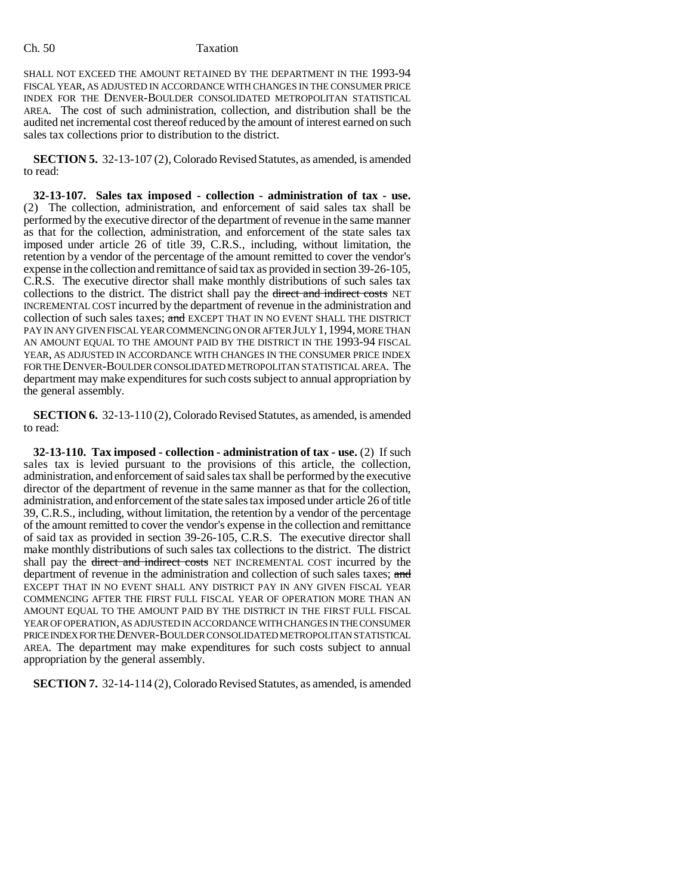SHALL NOT EXCEED THE AMOUNT RETAINED BY THE DEPARTMENT IN THE 1993-94 FISCAL YEAR, AS ADJUSTED IN ACCORDANCE WITH CHANGES IN THE CONSUMER PRICE INDEX FOR THE DENVER-BOULDER CONSOLIDATED METROPOLITAN STATISTICAL AREA. The cost of such administration, collection, and distribution shall be the audited net incremental cost thereof reduced by the amount of interest earned on such sales tax collections prior to distribution to the district.

**SECTION 5.** 32-13-107 (2), Colorado Revised Statutes, as amended, is amended to read:

**32-13-107. Sales tax imposed - collection - administration of tax - use.** (2) The collection, administration, and enforcement of said sales tax shall be performed by the executive director of the department of revenue in the same manner as that for the collection, administration, and enforcement of the state sales tax imposed under article 26 of title 39, C.R.S., including, without limitation, the retention by a vendor of the percentage of the amount remitted to cover the vendor's expense in the collection and remittance of said tax as provided in section 39-26-105, C.R.S. The executive director shall make monthly distributions of such sales tax collections to the district. The district shall pay the ~~direct and indirect costs~~ NET INCREMENTAL COST incurred by the department of revenue in the administration and collection of such sales taxes; ~~and~~ EXCEPT THAT IN NO EVENT SHALL THE DISTRICT PAY IN ANY GIVEN FISCAL YEAR COMMENCING ON OR AFTER JULY 1, 1994, MORE THAN AN AMOUNT EQUAL TO THE AMOUNT PAID BY THE DISTRICT IN THE 1993-94 FISCAL YEAR, AS ADJUSTED IN ACCORDANCE WITH CHANGES IN THE CONSUMER PRICE INDEX FOR THE DENVER-BOULDER CONSOLIDATED METROPOLITAN STATISTICAL AREA. The department may make expenditures for such costs subject to annual appropriation by the general assembly.

**SECTION 6.** 32-13-110 (2), Colorado Revised Statutes, as amended, is amended to read:

**32-13-110. Tax imposed - collection - administration of tax - use.** (2) If such sales tax is levied pursuant to the provisions of this article, the collection, administration, and enforcement of said sales tax shall be performed by the executive director of the department of revenue in the same manner as that for the collection, administration, and enforcement of the state sales tax imposed under article 26 of title 39, C.R.S., including, without limitation, the retention by a vendor of the percentage of the amount remitted to cover the vendor's expense in the collection and remittance of said tax as provided in section 39-26-105, C.R.S. The executive director shall make monthly distributions of such sales tax collections to the district. The district shall pay the ~~direct and indirect costs~~ NET INCREMENTAL COST incurred by the department of revenue in the administration and collection of such sales taxes; ~~and~~ EXCEPT THAT IN NO EVENT SHALL ANY DISTRICT PAY IN ANY GIVEN FISCAL YEAR COMMENCING AFTER THE FIRST FULL FISCAL YEAR OF OPERATION MORE THAN AN AMOUNT EQUAL TO THE AMOUNT PAID BY THE DISTRICT IN THE FIRST FULL FISCAL YEAR OF OPERATION, AS ADJUSTED IN ACCORDANCE WITH CHANGES IN THE CONSUMER PRICE INDEX FOR THE DENVER-BOULDER CONSOLIDATED METROPOLITAN STATISTICAL AREA. The department may make expenditures for such costs subject to annual appropriation by the general assembly.

**SECTION 7.** 32-14-114 (2), Colorado Revised Statutes, as amended, is amended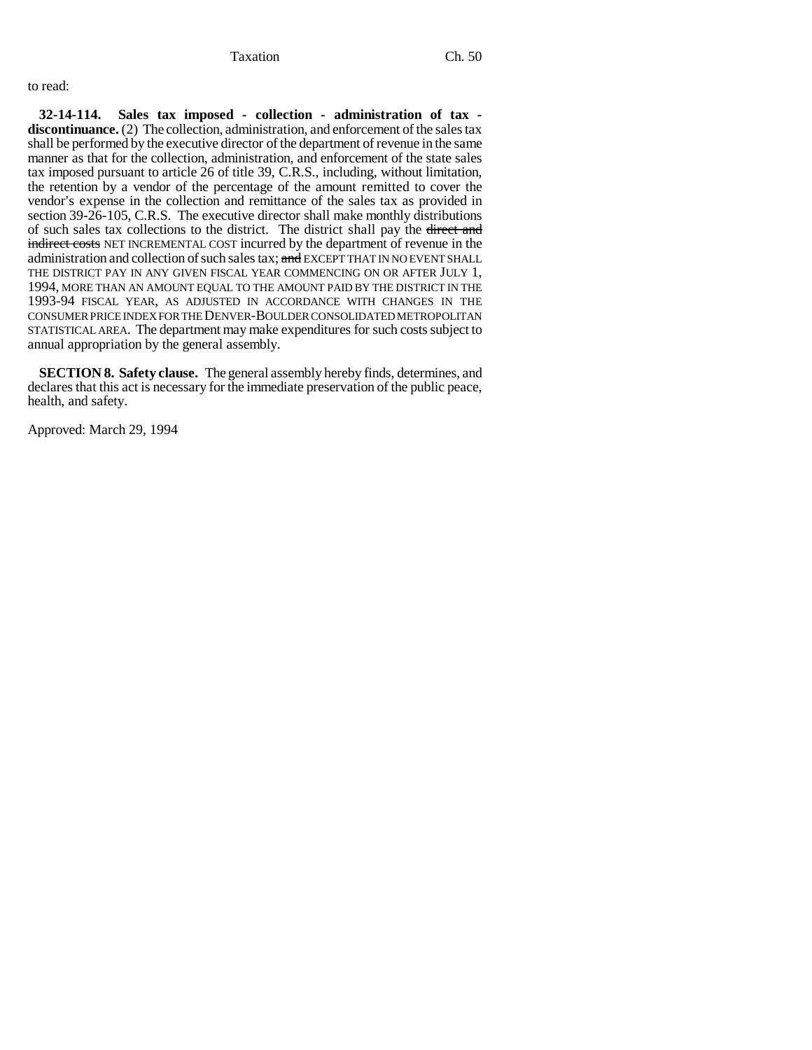to read:

**32-14-114. Sales tax imposed - collection - administration of tax - discontinuance.** (2) The collection, administration, and enforcement of the sales tax shall be performed by the executive director of the department of revenue in the same manner as that for the collection, administration, and enforcement of the state sales tax imposed pursuant to article 26 of title 39, C.R.S., including, without limitation, the retention by a vendor of the percentage of the amount remitted to cover the vendor's expense in the collection and remittance of the sales tax as provided in section 39-26-105, C.R.S. The executive director shall make monthly distributions of such sales tax collections to the district. The district shall pay the ~~direct and indirect costs~~ NET INCREMENTAL COST incurred by the department of revenue in the administration and collection of such sales tax; ~~and~~ EXCEPT THAT IN NO EVENT SHALL THE DISTRICT PAY IN ANY GIVEN FISCAL YEAR COMMENCING ON OR AFTER JULY 1, 1994, MORE THAN AN AMOUNT EQUAL TO THE AMOUNT PAID BY THE DISTRICT IN THE 1993-94 FISCAL YEAR, AS ADJUSTED IN ACCORDANCE WITH CHANGES IN THE CONSUMER PRICE INDEX FOR THE DENVER-BOULDER CONSOLIDATED METROPOLITAN STATISTICAL AREA. The department may make expenditures for such costs subject to annual appropriation by the general assembly.

**SECTION 8. Safety clause.** The general assembly hereby finds, determines, and declares that this act is necessary for the immediate preservation of the public peace, health, and safety.

Approved: March 29, 1994